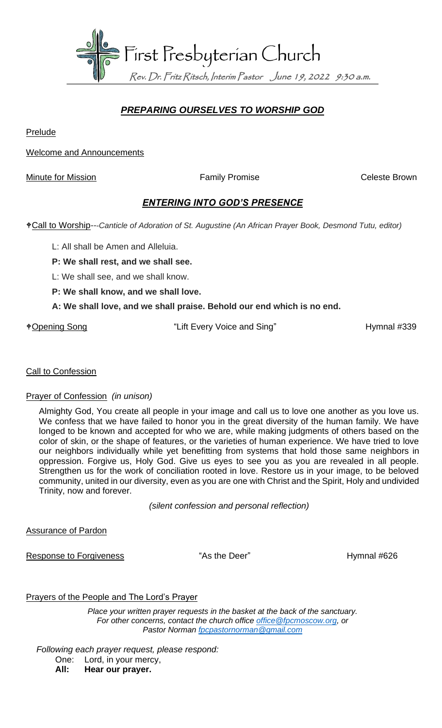# First Presbyterian Church

*Rev. Dr. Fritz Ritsch, Interim Pastor June 19, 2022 9:30 a.m.*

## ***PREPARING OURSELVES TO WORSHIP GOD***

Prelude

Welcome and Announcements

Minute for Mission Family Promise Celeste Brown

## ***ENTERING INTO GOD'S PRESENCE***

✟Call to Worship---*Canticle of Adoration of St. Augustine (An African Prayer Book, Desmond Tutu, editor)*

L: All shall be Amen and Alleluia.

**P: We shall rest, and we shall see.**

L: We shall see, and we shall know.

**P: We shall know, and we shall love.**

**A: We shall love, and we shall praise. Behold our end which is no end.**

✟Opening Song "Lift Every Voice and Sing" Hymnal #339

Call to Confession

Prayer of Confession *(in unison)*

Almighty God, You create all people in your image and call us to love one another as you love us. We confess that we have failed to honor you in the great diversity of the human family. We have longed to be known and accepted for who we are, while making judgments of others based on the color of skin, or the shape of features, or the varieties of human experience. We have tried to love our neighbors individually while yet benefitting from systems that hold those same neighbors in oppression. Forgive us, Holy God. Give us eyes to see you as you are revealed in all people. Strengthen us for the work of conciliation rooted in love. Restore us in your image, to be beloved community, united in our diversity, even as you are one with Christ and the Spirit, Holy and undivided Trinity, now and forever.

*(silent confession and personal reflection)*

Assurance of Pardon

Response to Forgiveness "As the Deer" Hymnal #626

Prayers of the People and The Lord's Prayer

*Place your written prayer requests in the basket at the back of the sanctuary. For other concerns, contact the church office office@fpcmoscow.org, or Pastor Norman fpcpastornorman@gmail.com*

*Following each prayer request, please respond:*

One: Lord, in your mercy,

**All: Hear our prayer.**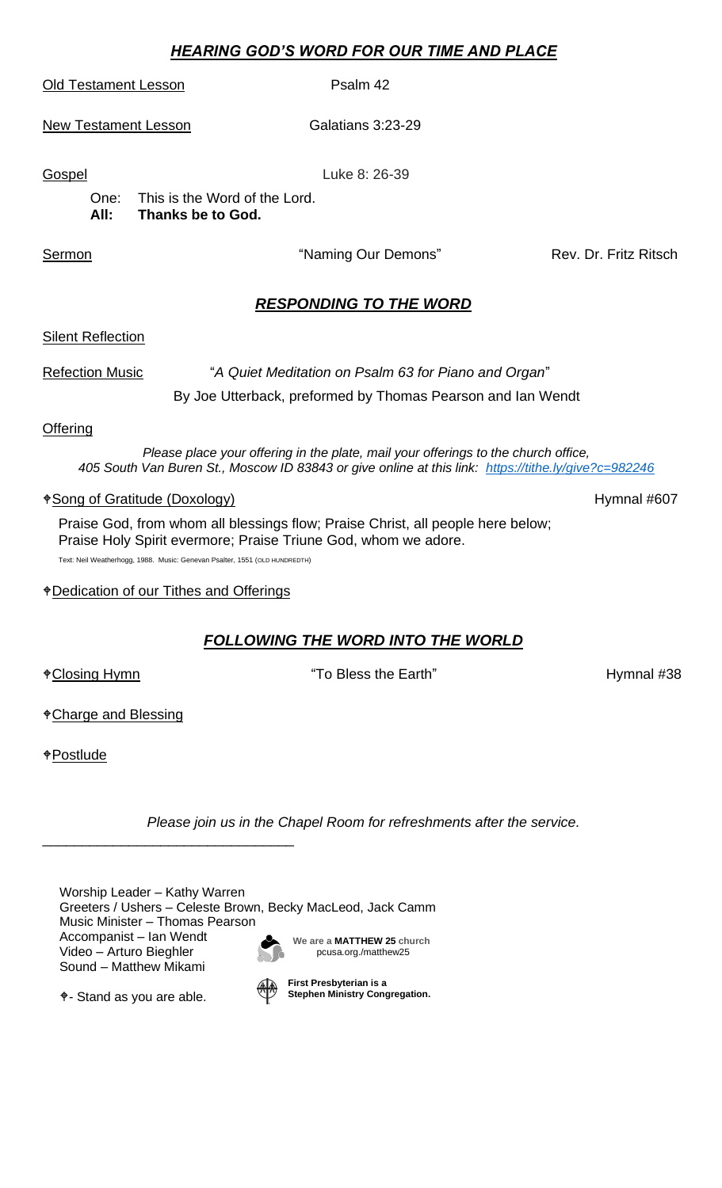## *HEARING GOD'S WORD FOR OUR TIME AND PLACE*

Old Testament Lesson — Psalm 42

New Testament Lesson — Galatians 3:23-29

Gospel — Luke 8: 26-39

One: This is the Word of the Lord.
**All: Thanks be to God.**

Sermon — "Naming Our Demons" — Rev. Dr. Fritz Ritsch

## *RESPONDING TO THE WORD*

Silent Reflection

Refection Music — "*A Quiet Meditation on Psalm 63 for Piano and Organ*"
By Joe Utterback, preformed by Thomas Pearson and Ian Wendt

Offering

*Please place your offering in the plate, mail your offerings to the church office, 405 South Van Buren St., Moscow ID 83843 or give online at this link: https://tithe.ly/give?c=982246*

♰Song of Gratitude (Doxology) — Hymnal #607

Praise God, from whom all blessings flow; Praise Christ, all people here below;
Praise Holy Spirit evermore; Praise Triune God, whom we adore.

Text: Neil Weatherhogg, 1988. Music: Genevan Psalter, 1551 (OLD HUNDREDTH)

♰Dedication of our Tithes and Offerings

## *FOLLOWING THE WORD INTO THE WORLD*

♰Closing Hymn — "To Bless the Earth" — Hymnal #38

♰Charge and Blessing

♰Postlude

*Please join us in the Chapel Room for refreshments after the service.*

---

Worship Leader – Kathy Warren
Greeters / Ushers – Celeste Brown, Becky MacLeod, Jack Camm
Music Minister – Thomas Pearson
Accompanist – Ian Wendt
Video – Arturo Bieghler
Sound – Matthew Mikami

♰- Stand as you are able.

We are a **MATTHEW 25** church
pcusa.org./matthew25

**First Presbyterian is a Stephen Ministry Congregation.**